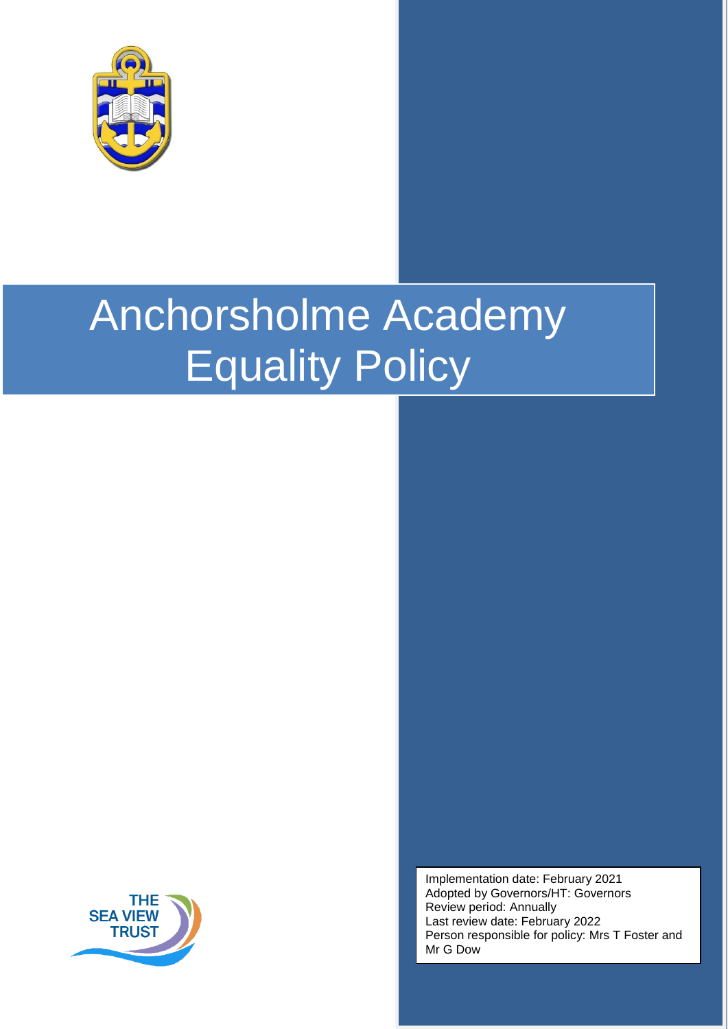# Anchorsholme Academy Equality Policy

THE SEA VIEW TRUST

Implementation date: February 2021
Adopted by Governors/HT: Governors
Review period: Annually
Last review date: February 2022
Person responsible for policy: Mrs T Foster and Mr G Dow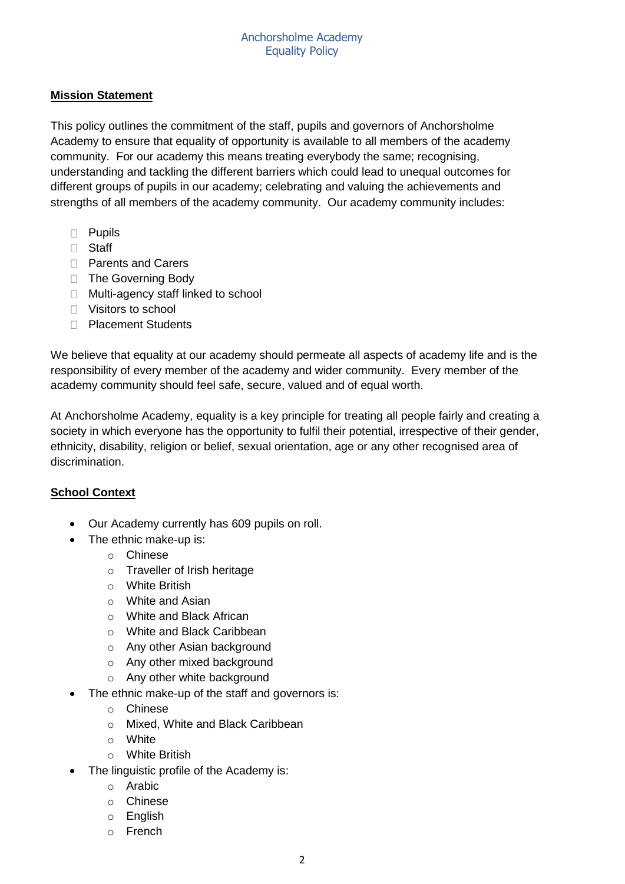## Mission Statement

This policy outlines the commitment of the staff, pupils and governors of Anchorsholme Academy to ensure that equality of opportunity is available to all members of the academy community. For our academy this means treating everybody the same; recognising, understanding and tackling the different barriers which could lead to unequal outcomes for different groups of pupils in our academy; celebrating and valuing the achievements and strengths of all members of the academy community. Our academy community includes:

- Pupils
- Staff
- Parents and Carers
- The Governing Body
- Multi-agency staff linked to school
- Visitors to school
- Placement Students

We believe that equality at our academy should permeate all aspects of academy life and is the responsibility of every member of the academy and wider community. Every member of the academy community should feel safe, secure, valued and of equal worth.

At Anchorsholme Academy, equality is a key principle for treating all people fairly and creating a society in which everyone has the opportunity to fulfil their potential, irrespective of their gender, ethnicity, disability, religion or belief, sexual orientation, age or any other recognised area of discrimination.

## School Context

- Our Academy currently has 609 pupils on roll.
- The ethnic make-up is:
  - Chinese
  - Traveller of Irish heritage
  - White British
  - White and Asian
  - White and Black African
  - White and Black Caribbean
  - Any other Asian background
  - Any other mixed background
  - Any other white background
- The ethnic make-up of the staff and governors is:
  - Chinese
  - Mixed, White and Black Caribbean
  - White
  - White British
- The linguistic profile of the Academy is:
  - Arabic
  - Chinese
  - English
  - French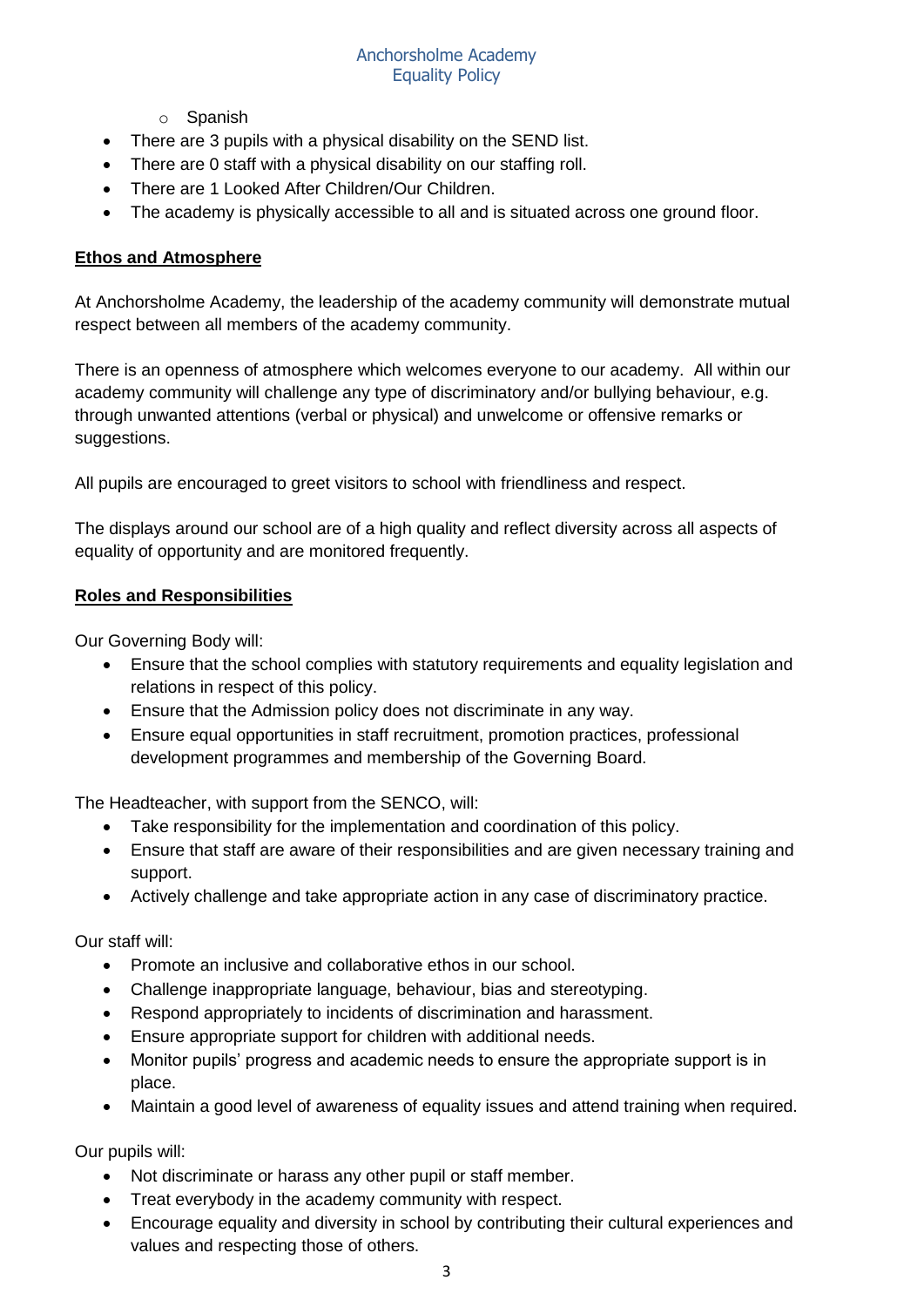- Spanish
- There are 3 pupils with a physical disability on the SEND list.
- There are 0 staff with a physical disability on our staffing roll.
- There are 1 Looked After Children/Our Children.
- The academy is physically accessible to all and is situated across one ground floor.

**Ethos and Atmosphere**

At Anchorsholme Academy, the leadership of the academy community will demonstrate mutual respect between all members of the academy community.

There is an openness of atmosphere which welcomes everyone to our academy. All within our academy community will challenge any type of discriminatory and/or bullying behaviour, e.g. through unwanted attentions (verbal or physical) and unwelcome or offensive remarks or suggestions.

All pupils are encouraged to greet visitors to school with friendliness and respect.

The displays around our school are of a high quality and reflect diversity across all aspects of equality of opportunity and are monitored frequently.

**Roles and Responsibilities**

Our Governing Body will:

- Ensure that the school complies with statutory requirements and equality legislation and relations in respect of this policy.
- Ensure that the Admission policy does not discriminate in any way.
- Ensure equal opportunities in staff recruitment, promotion practices, professional development programmes and membership of the Governing Board.

The Headteacher, with support from the SENCO, will:

- Take responsibility for the implementation and coordination of this policy.
- Ensure that staff are aware of their responsibilities and are given necessary training and support.
- Actively challenge and take appropriate action in any case of discriminatory practice.

Our staff will:

- Promote an inclusive and collaborative ethos in our school.
- Challenge inappropriate language, behaviour, bias and stereotyping.
- Respond appropriately to incidents of discrimination and harassment.
- Ensure appropriate support for children with additional needs.
- Monitor pupils' progress and academic needs to ensure the appropriate support is in place.
- Maintain a good level of awareness of equality issues and attend training when required.

Our pupils will:

- Not discriminate or harass any other pupil or staff member.
- Treat everybody in the academy community with respect.
- Encourage equality and diversity in school by contributing their cultural experiences and values and respecting those of others.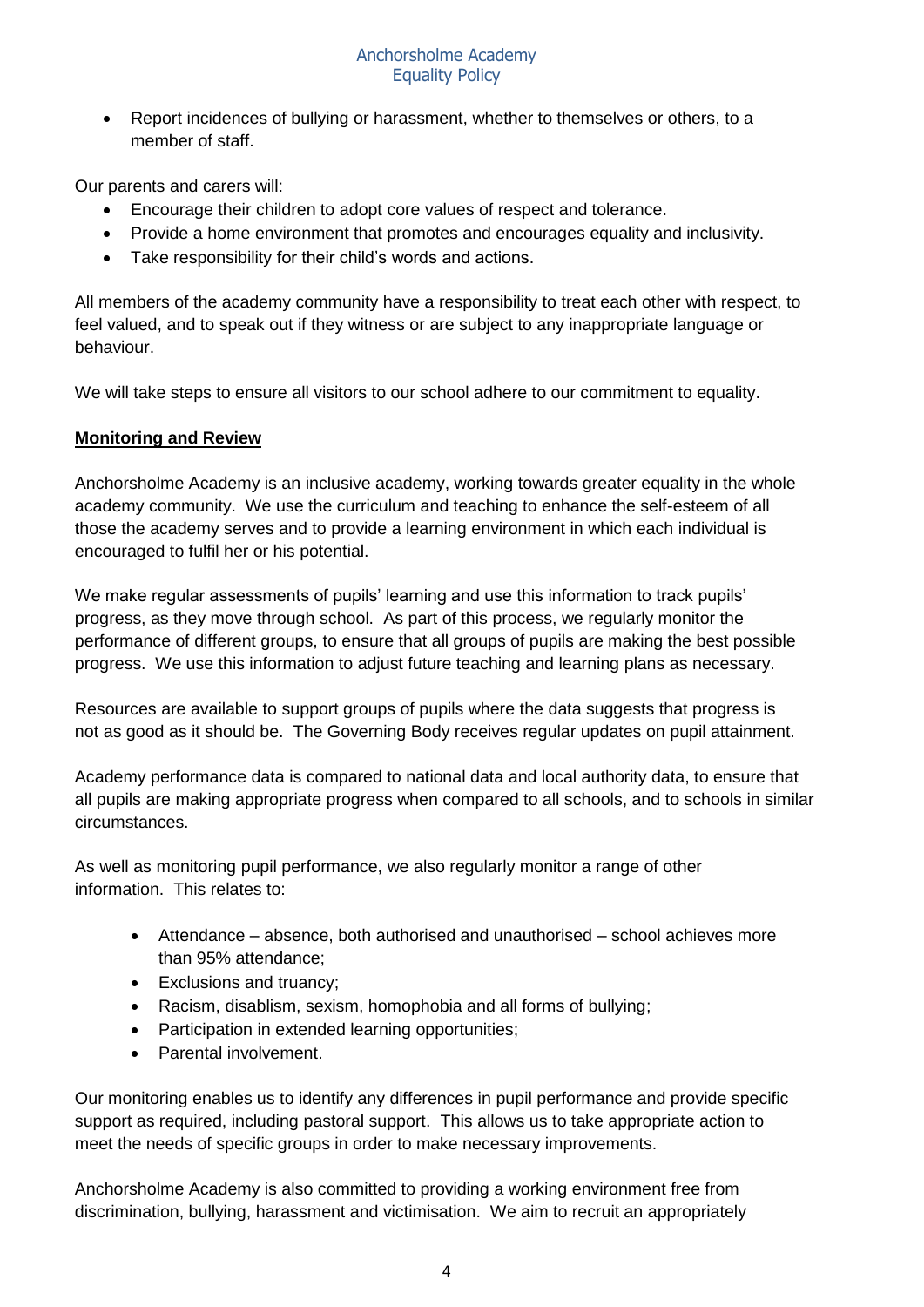- Report incidences of bullying or harassment, whether to themselves or others, to a member of staff.

Our parents and carers will:

- Encourage their children to adopt core values of respect and tolerance.
- Provide a home environment that promotes and encourages equality and inclusivity.
- Take responsibility for their child's words and actions.

All members of the academy community have a responsibility to treat each other with respect, to feel valued, and to speak out if they witness or are subject to any inappropriate language or behaviour.

We will take steps to ensure all visitors to our school adhere to our commitment to equality.

**Monitoring and Review**

Anchorsholme Academy is an inclusive academy, working towards greater equality in the whole academy community. We use the curriculum and teaching to enhance the self-esteem of all those the academy serves and to provide a learning environment in which each individual is encouraged to fulfil her or his potential.

We make regular assessments of pupils' learning and use this information to track pupils' progress, as they move through school. As part of this process, we regularly monitor the performance of different groups, to ensure that all groups of pupils are making the best possible progress. We use this information to adjust future teaching and learning plans as necessary.

Resources are available to support groups of pupils where the data suggests that progress is not as good as it should be. The Governing Body receives regular updates on pupil attainment.

Academy performance data is compared to national data and local authority data, to ensure that all pupils are making appropriate progress when compared to all schools, and to schools in similar circumstances.

As well as monitoring pupil performance, we also regularly monitor a range of other information. This relates to:

- Attendance – absence, both authorised and unauthorised – school achieves more than 95% attendance;
- Exclusions and truancy;
- Racism, disablism, sexism, homophobia and all forms of bullying;
- Participation in extended learning opportunities;
- Parental involvement.

Our monitoring enables us to identify any differences in pupil performance and provide specific support as required, including pastoral support. This allows us to take appropriate action to meet the needs of specific groups in order to make necessary improvements.

Anchorsholme Academy is also committed to providing a working environment free from discrimination, bullying, harassment and victimisation. We aim to recruit an appropriately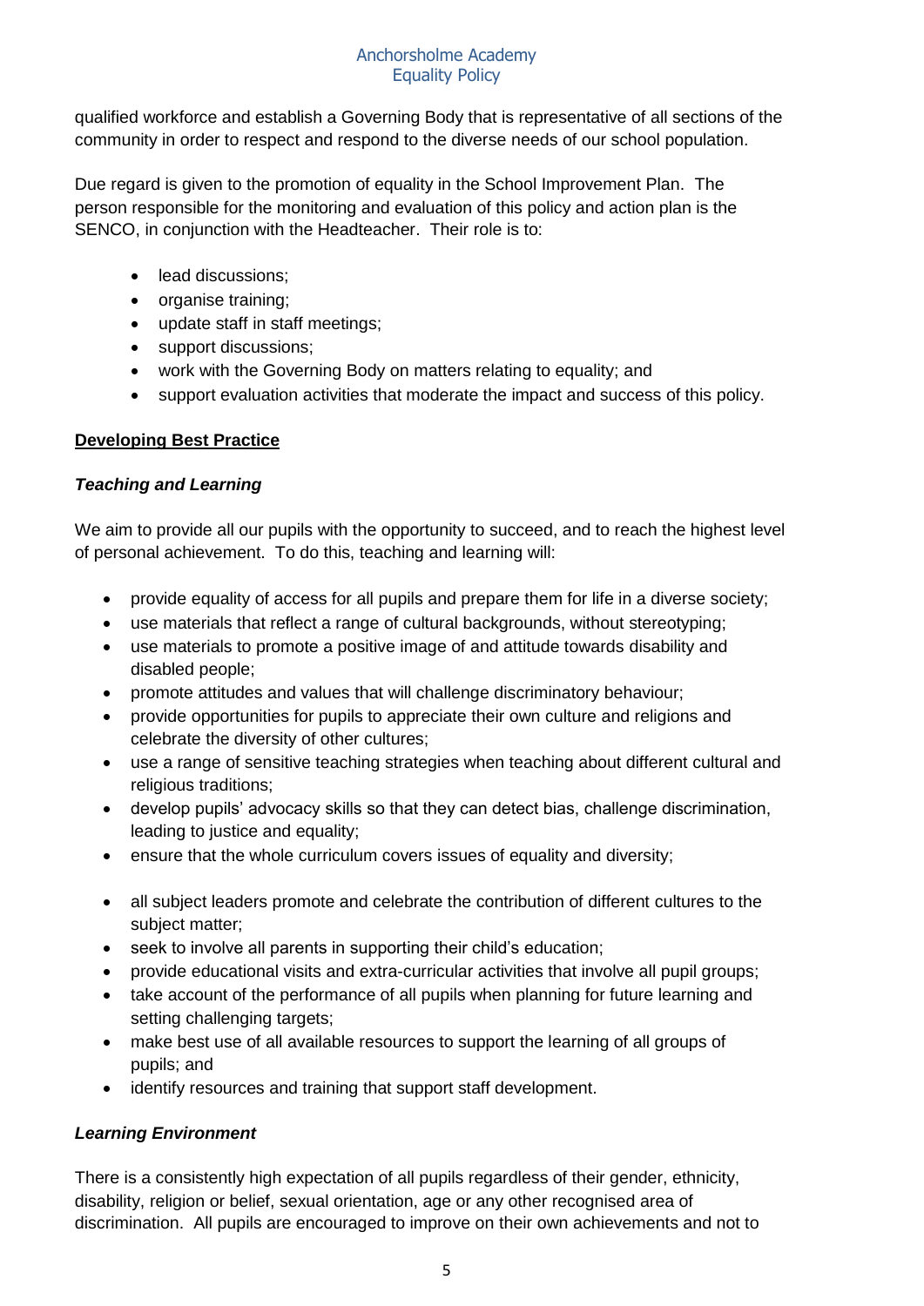qualified workforce and establish a Governing Body that is representative of all sections of the community in order to respect and respond to the diverse needs of our school population.

Due regard is given to the promotion of equality in the School Improvement Plan. The person responsible for the monitoring and evaluation of this policy and action plan is the SENCO, in conjunction with the Headteacher. Their role is to:

- lead discussions;
- organise training;
- update staff in staff meetings;
- support discussions;
- work with the Governing Body on matters relating to equality; and
- support evaluation activities that moderate the impact and success of this policy.

## Developing Best Practice

### *Teaching and Learning*

We aim to provide all our pupils with the opportunity to succeed, and to reach the highest level of personal achievement. To do this, teaching and learning will:

- provide equality of access for all pupils and prepare them for life in a diverse society;
- use materials that reflect a range of cultural backgrounds, without stereotyping;
- use materials to promote a positive image of and attitude towards disability and disabled people;
- promote attitudes and values that will challenge discriminatory behaviour;
- provide opportunities for pupils to appreciate their own culture and religions and celebrate the diversity of other cultures;
- use a range of sensitive teaching strategies when teaching about different cultural and religious traditions;
- develop pupils' advocacy skills so that they can detect bias, challenge discrimination, leading to justice and equality;
- ensure that the whole curriculum covers issues of equality and diversity;
- all subject leaders promote and celebrate the contribution of different cultures to the subject matter;
- seek to involve all parents in supporting their child's education;
- provide educational visits and extra-curricular activities that involve all pupil groups;
- take account of the performance of all pupils when planning for future learning and setting challenging targets;
- make best use of all available resources to support the learning of all groups of pupils; and
- identify resources and training that support staff development.

### *Learning Environment*

There is a consistently high expectation of all pupils regardless of their gender, ethnicity, disability, religion or belief, sexual orientation, age or any other recognised area of discrimination. All pupils are encouraged to improve on their own achievements and not to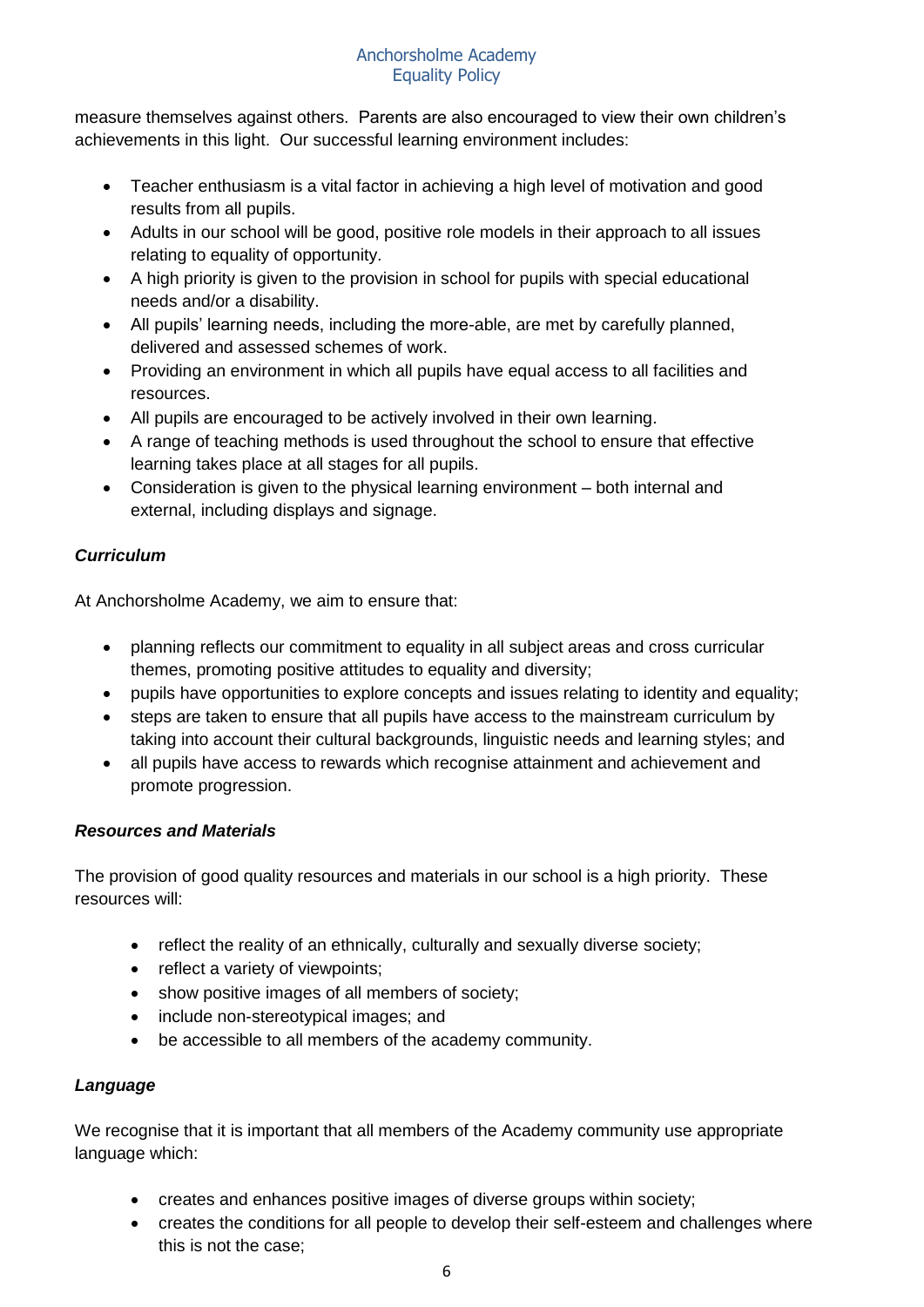measure themselves against others. Parents are also encouraged to view their own children's achievements in this light. Our successful learning environment includes:

- Teacher enthusiasm is a vital factor in achieving a high level of motivation and good results from all pupils.
- Adults in our school will be good, positive role models in their approach to all issues relating to equality of opportunity.
- A high priority is given to the provision in school for pupils with special educational needs and/or a disability.
- All pupils' learning needs, including the more-able, are met by carefully planned, delivered and assessed schemes of work.
- Providing an environment in which all pupils have equal access to all facilities and resources.
- All pupils are encouraged to be actively involved in their own learning.
- A range of teaching methods is used throughout the school to ensure that effective learning takes place at all stages for all pupils.
- Consideration is given to the physical learning environment – both internal and external, including displays and signage.

***Curriculum***

At Anchorsholme Academy, we aim to ensure that:

- planning reflects our commitment to equality in all subject areas and cross curricular themes, promoting positive attitudes to equality and diversity;
- pupils have opportunities to explore concepts and issues relating to identity and equality;
- steps are taken to ensure that all pupils have access to the mainstream curriculum by taking into account their cultural backgrounds, linguistic needs and learning styles; and
- all pupils have access to rewards which recognise attainment and achievement and promote progression.

***Resources and Materials***

The provision of good quality resources and materials in our school is a high priority. These resources will:

- reflect the reality of an ethnically, culturally and sexually diverse society;
- reflect a variety of viewpoints;
- show positive images of all members of society;
- include non-stereotypical images; and
- be accessible to all members of the academy community.

***Language***

We recognise that it is important that all members of the Academy community use appropriate language which:

- creates and enhances positive images of diverse groups within society;
- creates the conditions for all people to develop their self-esteem and challenges where this is not the case;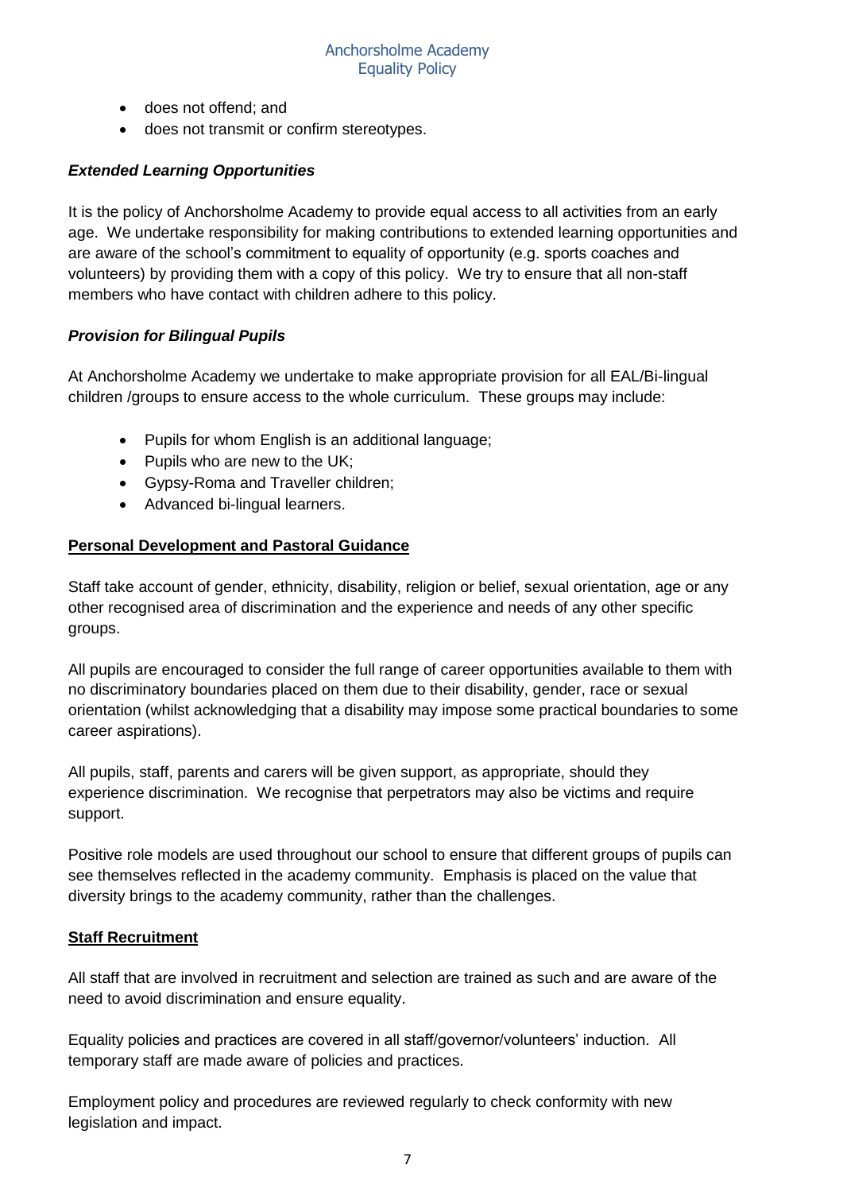- does not offend; and
- does not transmit or confirm stereotypes.

***Extended Learning Opportunities***

It is the policy of Anchorsholme Academy to provide equal access to all activities from an early age. We undertake responsibility for making contributions to extended learning opportunities and are aware of the school's commitment to equality of opportunity (e.g. sports coaches and volunteers) by providing them with a copy of this policy. We try to ensure that all non-staff members who have contact with children adhere to this policy.

***Provision for Bilingual Pupils***

At Anchorsholme Academy we undertake to make appropriate provision for all EAL/Bi-lingual children /groups to ensure access to the whole curriculum. These groups may include:

- Pupils for whom English is an additional language;
- Pupils who are new to the UK;
- Gypsy-Roma and Traveller children;
- Advanced bi-lingual learners.

**Personal Development and Pastoral Guidance**

Staff take account of gender, ethnicity, disability, religion or belief, sexual orientation, age or any other recognised area of discrimination and the experience and needs of any other specific groups.

All pupils are encouraged to consider the full range of career opportunities available to them with no discriminatory boundaries placed on them due to their disability, gender, race or sexual orientation (whilst acknowledging that a disability may impose some practical boundaries to some career aspirations).

All pupils, staff, parents and carers will be given support, as appropriate, should they experience discrimination. We recognise that perpetrators may also be victims and require support.

Positive role models are used throughout our school to ensure that different groups of pupils can see themselves reflected in the academy community. Emphasis is placed on the value that diversity brings to the academy community, rather than the challenges.

**Staff Recruitment**

All staff that are involved in recruitment and selection are trained as such and are aware of the need to avoid discrimination and ensure equality.

Equality policies and practices are covered in all staff/governor/volunteers' induction. All temporary staff are made aware of policies and practices.

Employment policy and procedures are reviewed regularly to check conformity with new legislation and impact.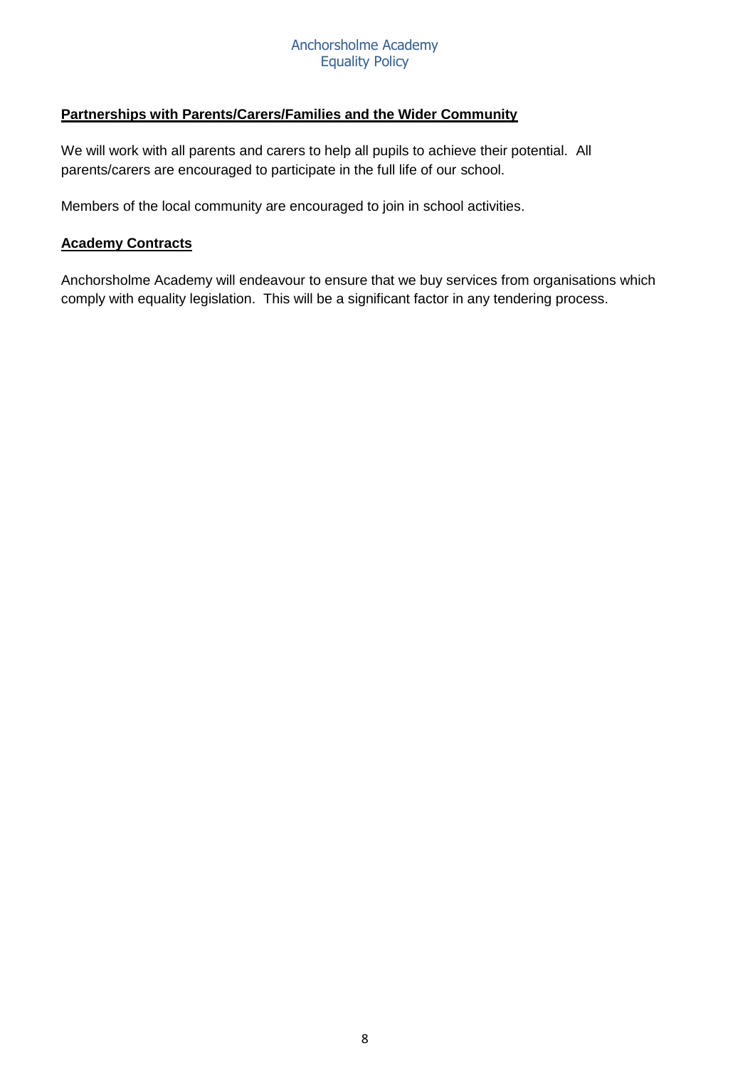## Partnerships with Parents/Carers/Families and the Wider Community

We will work with all parents and carers to help all pupils to achieve their potential. All parents/carers are encouraged to participate in the full life of our school.

Members of the local community are encouraged to join in school activities.

## Academy Contracts

Anchorsholme Academy will endeavour to ensure that we buy services from organisations which comply with equality legislation. This will be a significant factor in any tendering process.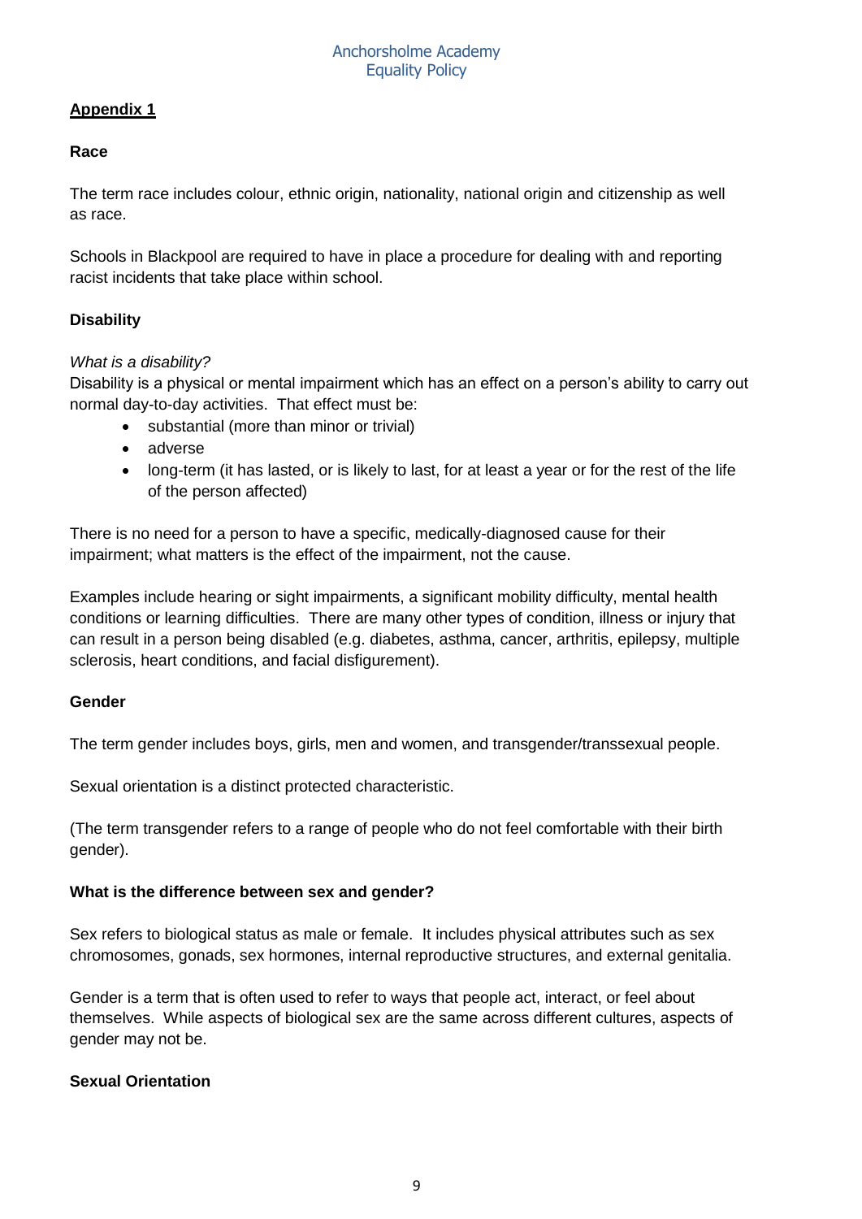## Appendix 1

### Race

The term race includes colour, ethnic origin, nationality, national origin and citizenship as well as race.

Schools in Blackpool are required to have in place a procedure for dealing with and reporting racist incidents that take place within school.

### Disability

*What is a disability?*
Disability is a physical or mental impairment which has an effect on a person's ability to carry out normal day-to-day activities. That effect must be:

- substantial (more than minor or trivial)
- adverse
- long-term (it has lasted, or is likely to last, for at least a year or for the rest of the life of the person affected)

There is no need for a person to have a specific, medically-diagnosed cause for their impairment; what matters is the effect of the impairment, not the cause.

Examples include hearing or sight impairments, a significant mobility difficulty, mental health conditions or learning difficulties. There are many other types of condition, illness or injury that can result in a person being disabled (e.g. diabetes, asthma, cancer, arthritis, epilepsy, multiple sclerosis, heart conditions, and facial disfigurement).

### Gender

The term gender includes boys, girls, men and women, and transgender/transsexual people.

Sexual orientation is a distinct protected characteristic.

(The term transgender refers to a range of people who do not feel comfortable with their birth gender).

### What is the difference between sex and gender?

Sex refers to biological status as male or female. It includes physical attributes such as sex chromosomes, gonads, sex hormones, internal reproductive structures, and external genitalia.

Gender is a term that is often used to refer to ways that people act, interact, or feel about themselves. While aspects of biological sex are the same across different cultures, aspects of gender may not be.

### Sexual Orientation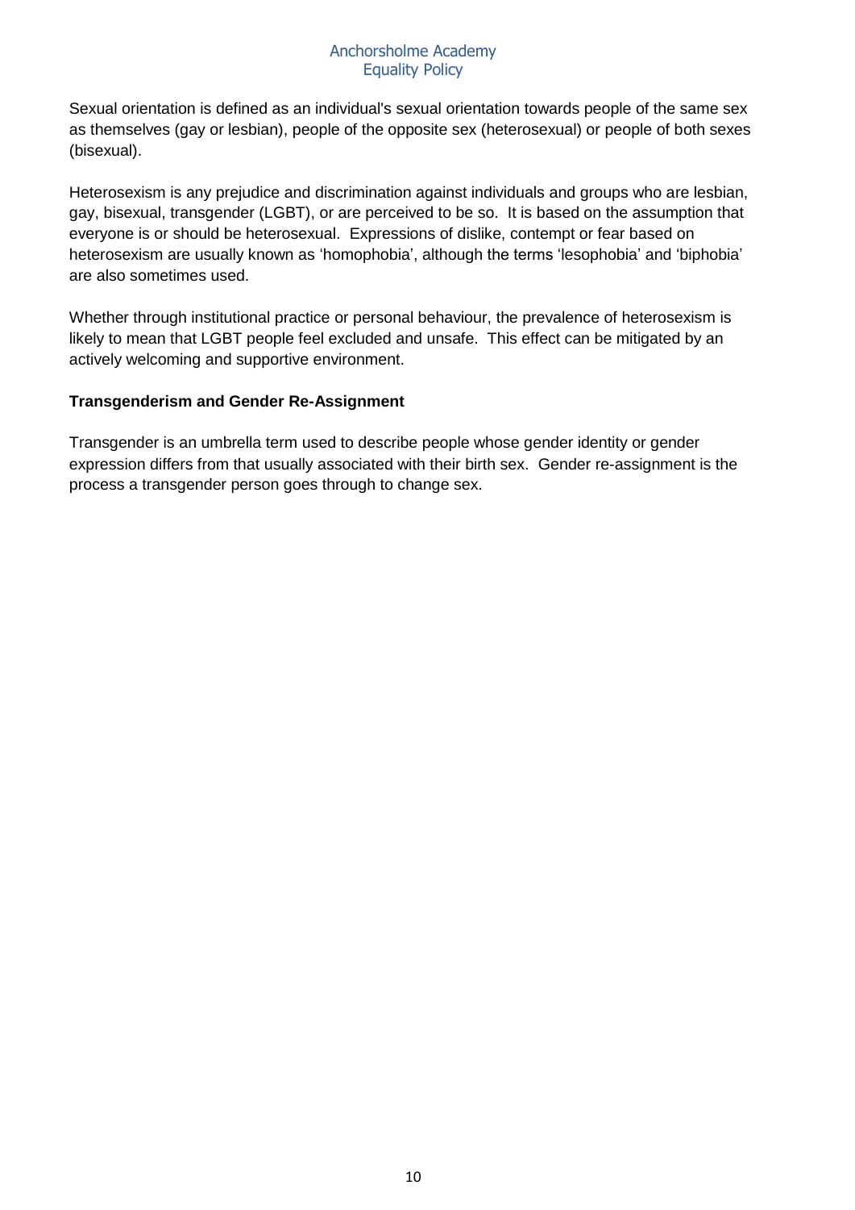Sexual orientation is defined as an individual's sexual orientation towards people of the same sex as themselves (gay or lesbian), people of the opposite sex (heterosexual) or people of both sexes (bisexual).

Heterosexism is any prejudice and discrimination against individuals and groups who are lesbian, gay, bisexual, transgender (LGBT), or are perceived to be so. It is based on the assumption that everyone is or should be heterosexual. Expressions of dislike, contempt or fear based on heterosexism are usually known as 'homophobia', although the terms 'lesophobia' and 'biphobia' are also sometimes used.

Whether through institutional practice or personal behaviour, the prevalence of heterosexism is likely to mean that LGBT people feel excluded and unsafe. This effect can be mitigated by an actively welcoming and supportive environment.

**Transgenderism and Gender Re-Assignment**

Transgender is an umbrella term used to describe people whose gender identity or gender expression differs from that usually associated with their birth sex. Gender re-assignment is the process a transgender person goes through to change sex.